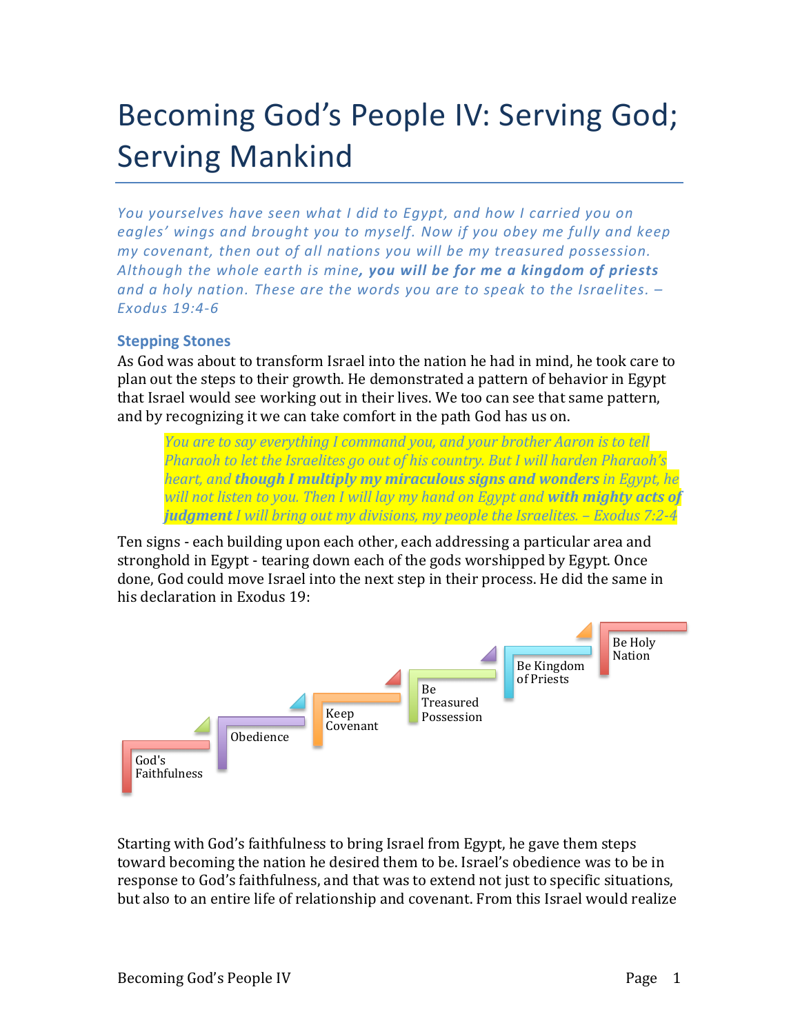# Becoming God's People IV: Serving God; Serving Mankind

*You yourselves have seen what I did to Egypt, and how I carried you on eagles' wings and brought you to myself. Now if you obey me fully and keep my covenant, then out of all nations you will be my treasured possession. Although the whole earth is mine****, you will be for me a kingdom of priests*** *and a holy nation. These are the words you are to speak to the Israelites. – Exodus 19:4-6*

## Stepping Stones

As God was about to transform Israel into the nation he had in mind, he took care to plan out the steps to their growth. He demonstrated a pattern of behavior in Egypt that Israel would see working out in their lives. We too can see that same pattern, and by recognizing it we can take comfort in the path God has us on.

> *You are to say everything I command you, and your brother Aaron is to tell Pharaoh to let the Israelites go out of his country. But I will harden Pharaoh's heart, and* ***though I multiply my miraculous signs and wonders*** *in Egypt, he will not listen to you. Then I will lay my hand on Egypt and* ***with mighty acts of judgment*** *I will bring out my divisions, my people the Israelites. – Exodus 7:2-4*

Ten signs - each building upon each other, each addressing a particular area and stronghold in Egypt - tearing down each of the gods worshipped by Egypt. Once done, God could move Israel into the next step in their process. He did the same in his declaration in Exodus 19:

God's Faithfulness → Obedience → Keep Covenant → Be Treasured Possession → Be Kingdom of Priests → Be Holy Nation

Starting with God's faithfulness to bring Israel from Egypt, he gave them steps toward becoming the nation he desired them to be. Israel's obedience was to be in response to God's faithfulness, and that was to extend not just to specific situations, but also to an entire life of relationship and covenant. From this Israel would realize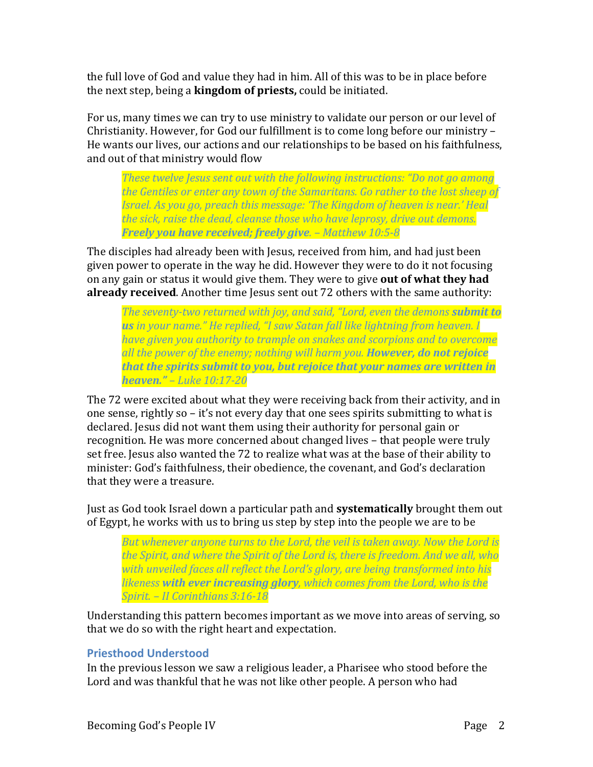the full love of God and value they had in him. All of this was to be in place before the next step, being a **kingdom of priests,** could be initiated.

For us, many times we can try to use ministry to validate our person or our level of Christianity. However, for God our fulfillment is to come long before our ministry – He wants our lives, our actions and our relationships to be based on his faithfulness, and out of that ministry would flow

> *These twelve Jesus sent out with the following instructions: "Do not go among the Gentiles or enter any town of the Samaritans. Go rather to the lost sheep of Israel. As you go, preach this message: 'The Kingdom of heaven is near.' Heal the sick, raise the dead, cleanse those who have leprosy, drive out demons.* ***Freely you have received; freely give****. – Matthew 10:5-8*

The disciples had already been with Jesus, received from him, and had just been given power to operate in the way he did. However they were to do it not focusing on any gain or status it would give them. They were to give **out of what they had already received**. Another time Jesus sent out 72 others with the same authority:

> *The seventy-two returned with joy, and said, "Lord, even the demons* ***submit to us*** *in your name." He replied, "I saw Satan fall like lightning from heaven. I have given you authority to trample on snakes and scorpions and to overcome all the power of the enemy; nothing will harm you.* ***However, do not rejoice that the spirits submit to you, but rejoice that your names are written in heaven."*** *– Luke 10:17-20*

The 72 were excited about what they were receiving back from their activity, and in one sense, rightly so – it's not every day that one sees spirits submitting to what is declared. Jesus did not want them using their authority for personal gain or recognition. He was more concerned about changed lives – that people were truly set free. Jesus also wanted the 72 to realize what was at the base of their ability to minister: God's faithfulness, their obedience, the covenant, and God's declaration that they were a treasure.

Just as God took Israel down a particular path and **systematically** brought them out of Egypt, he works with us to bring us step by step into the people we are to be

> *But whenever anyone turns to the Lord, the veil is taken away. Now the Lord is the Spirit, and where the Spirit of the Lord is, there is freedom. And we all, who with unveiled faces all reflect the Lord's glory, are being transformed into his likeness* ***with ever increasing glory****, which comes from the Lord, who is the Spirit. – II Corinthians 3:16-18*

Understanding this pattern becomes important as we move into areas of serving, so that we do so with the right heart and expectation.

### Priesthood Understood

In the previous lesson we saw a religious leader, a Pharisee who stood before the Lord and was thankful that he was not like other people. A person who had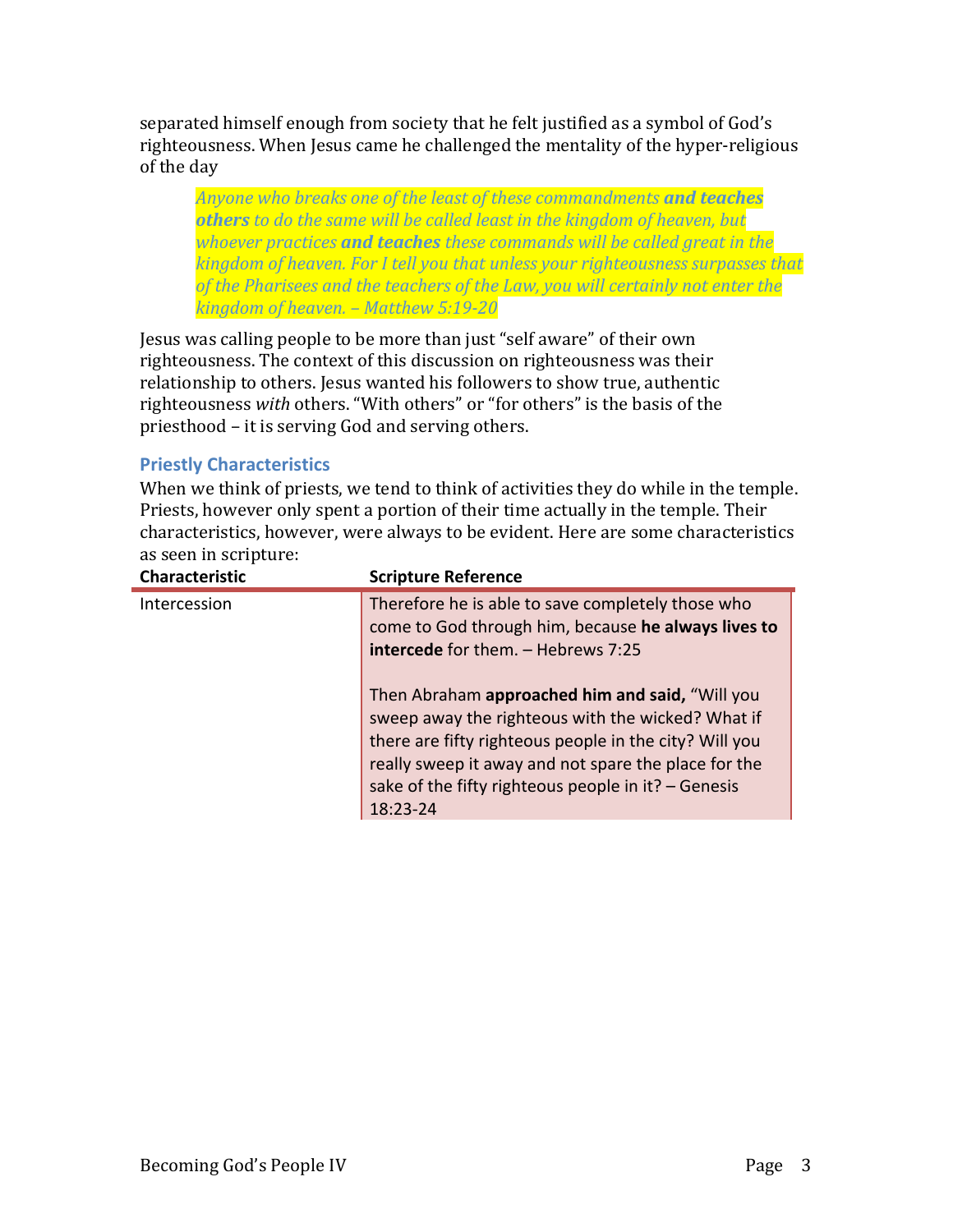separated himself enough from society that he felt justified as a symbol of God's righteousness. When Jesus came he challenged the mentality of the hyper-religious of the day

> *Anyone who breaks one of the least of these commandments **and teaches others** to do the same will be called least in the kingdom of heaven, but whoever practices **and teaches** these commands will be called great in the kingdom of heaven. For I tell you that unless your righteousness surpasses that of the Pharisees and the teachers of the Law, you will certainly not enter the kingdom of heaven. – Matthew 5:19-20*

Jesus was calling people to be more than just "self aware" of their own righteousness. The context of this discussion on righteousness was their relationship to others. Jesus wanted his followers to show true, authentic righteousness *with* others. "With others" or "for others" is the basis of the priesthood – it is serving God and serving others.

### Priestly Characteristics

When we think of priests, we tend to think of activities they do while in the temple. Priests, however only spent a portion of their time actually in the temple. Their characteristics, however, were always to be evident. Here are some characteristics as seen in scripture:

| Characteristic | Scripture Reference |
|---|---|
| Intercession | Therefore he is able to save completely those who come to God through him, because **he always lives to intercede** for them. – Hebrews 7:25<br><br>Then Abraham **approached him and said,** "Will you sweep away the righteous with the wicked? What if there are fifty righteous people in the city? Will you really sweep it away and not spare the place for the sake of the fifty righteous people in it? – Genesis 18:23-24 |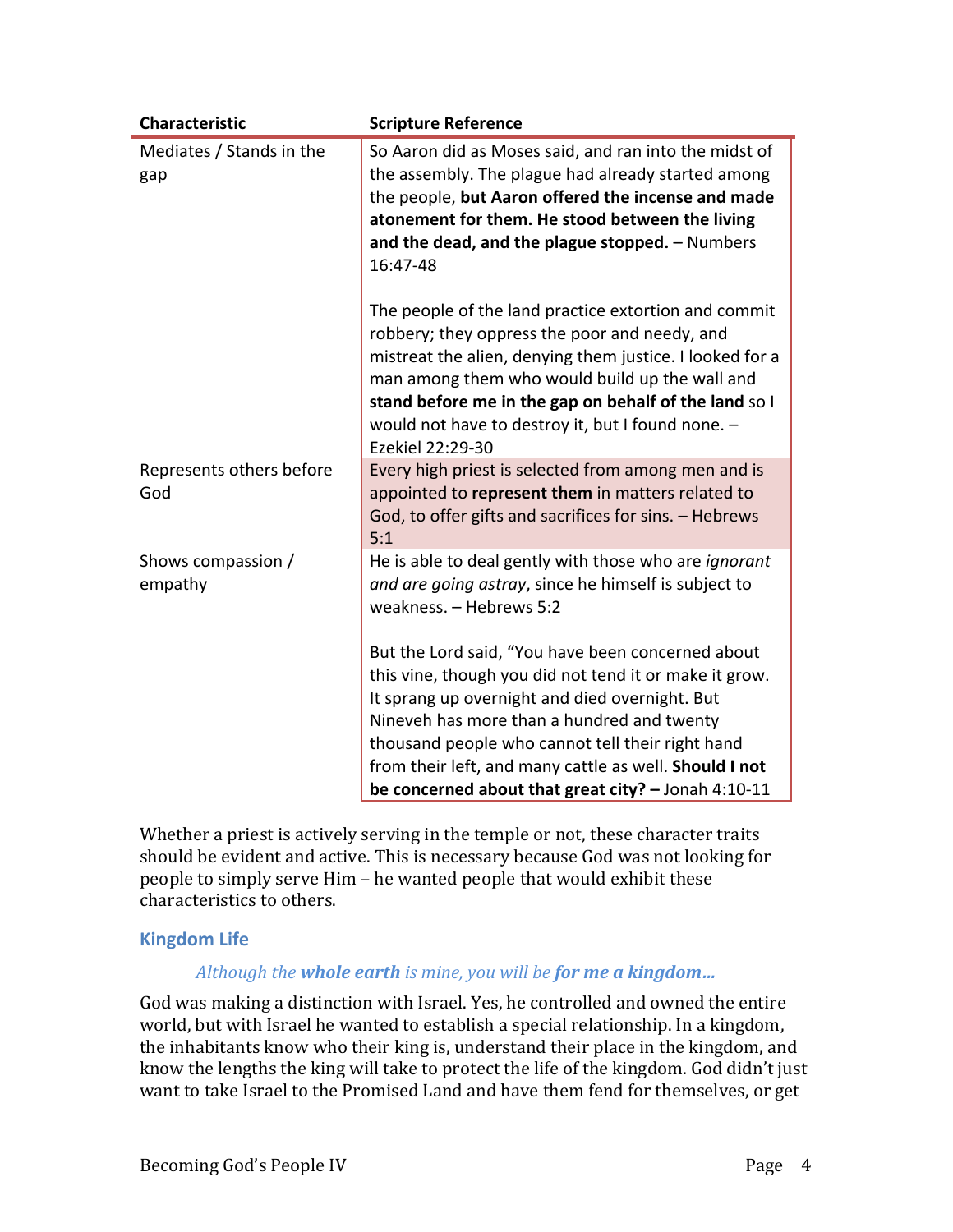| Characteristic | Scripture Reference |
|---|---|
| Mediates / Stands in the gap | So Aaron did as Moses said, and ran into the midst of the assembly. The plague had already started among the people, **but Aaron offered the incense and made atonement for them. He stood between the living and the dead, and the plague stopped.** – Numbers 16:47-48<br><br>The people of the land practice extortion and commit robbery; they oppress the poor and needy, and mistreat the alien, denying them justice. I looked for a man among them who would build up the wall and **stand before me in the gap on behalf of the land** so I would not have to destroy it, but I found none. – Ezekiel 22:29-30 |
| Represents others before God | Every high priest is selected from among men and is appointed to **represent them** in matters related to God, to offer gifts and sacrifices for sins. – Hebrews 5:1 |
| Shows compassion / empathy | He is able to deal gently with those who are *ignorant and are going astray*, since he himself is subject to weakness. – Hebrews 5:2<br><br>But the Lord said, "You have been concerned about this vine, though you did not tend it or make it grow. It sprang up overnight and died overnight. But Nineveh has more than a hundred and twenty thousand people who cannot tell their right hand from their left, and many cattle as well. **Should I not be concerned about that great city? –** Jonah 4:10-11 |

Whether a priest is actively serving in the temple or not, these character traits should be evident and active. This is necessary because God was not looking for people to simply serve Him – he wanted people that would exhibit these characteristics to others.

### Kingdom Life

> *Although the **whole earth** is mine, you will be **for me a kingdom…***

God was making a distinction with Israel. Yes, he controlled and owned the entire world, but with Israel he wanted to establish a special relationship. In a kingdom, the inhabitants know who their king is, understand their place in the kingdom, and know the lengths the king will take to protect the life of the kingdom. God didn't just want to take Israel to the Promised Land and have them fend for themselves, or get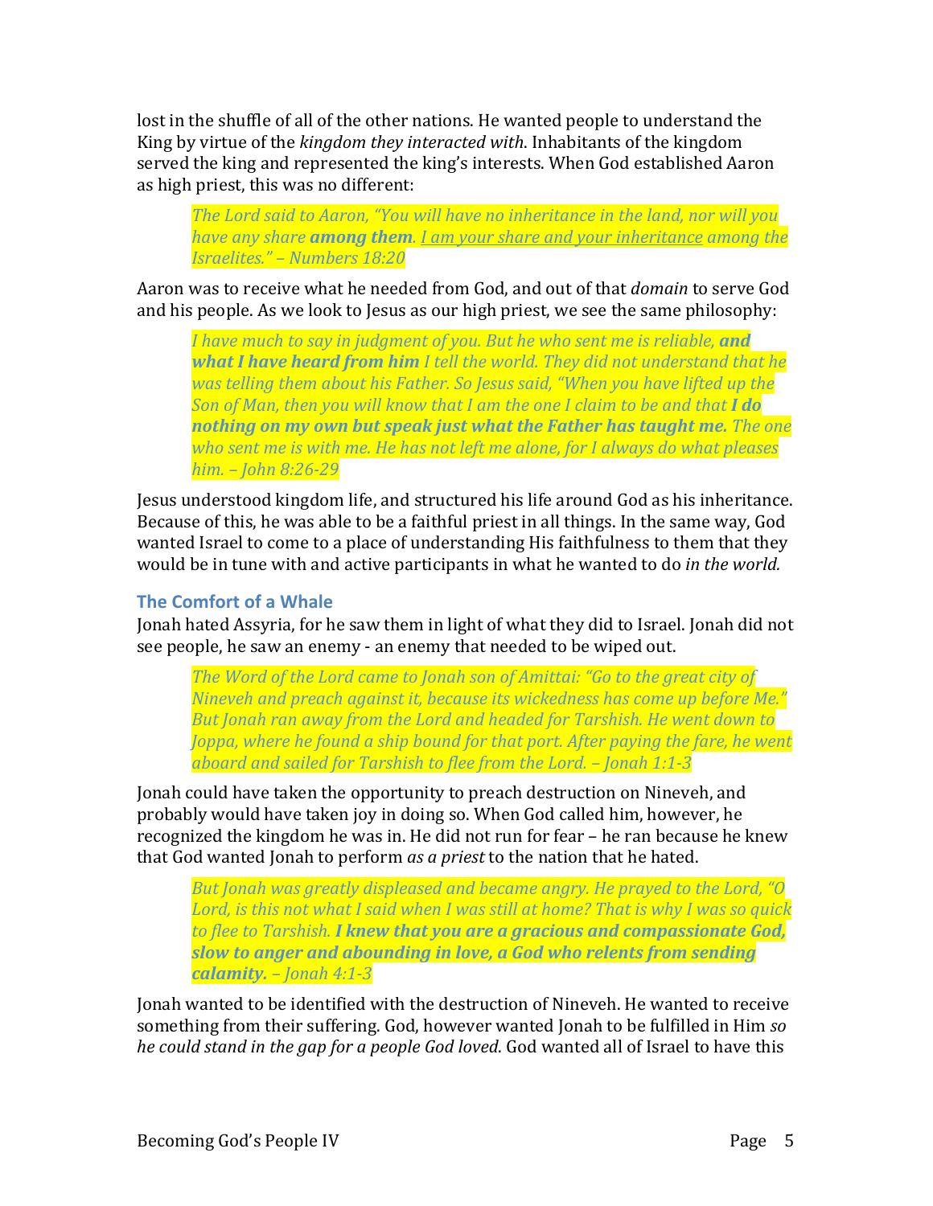lost in the shuffle of all of the other nations. He wanted people to understand the King by virtue of the *kingdom they interacted with*. Inhabitants of the kingdom served the king and represented the king's interests. When God established Aaron as high priest, this was no different:

> *The Lord said to Aaron, "You will have no inheritance in the land, nor will you have any share* ***among them****. I am your share and your inheritance among the Israelites." – Numbers 18:20*

Aaron was to receive what he needed from God, and out of that *domain* to serve God and his people. As we look to Jesus as our high priest, we see the same philosophy:

> *I have much to say in judgment of you. But he who sent me is reliable,* ***and what I have heard from him*** *I tell the world. They did not understand that he was telling them about his Father. So Jesus said, "When you have lifted up the Son of Man, then you will know that I am the one I claim to be and that* ***I do nothing on my own but speak just what the Father has taught me.*** *The one who sent me is with me. He has not left me alone, for I always do what pleases him. – John 8:26-29*

Jesus understood kingdom life, and structured his life around God as his inheritance. Because of this, he was able to be a faithful priest in all things. In the same way, God wanted Israel to come to a place of understanding His faithfulness to them that they would be in tune with and active participants in what he wanted to do *in the world.*

### The Comfort of a Whale

Jonah hated Assyria, for he saw them in light of what they did to Israel. Jonah did not see people, he saw an enemy - an enemy that needed to be wiped out.

> *The Word of the Lord came to Jonah son of Amittai: "Go to the great city of Nineveh and preach against it, because its wickedness has come up before Me." But Jonah ran away from the Lord and headed for Tarshish. He went down to Joppa, where he found a ship bound for that port. After paying the fare, he went aboard and sailed for Tarshish to flee from the Lord. – Jonah 1:1-3*

Jonah could have taken the opportunity to preach destruction on Nineveh, and probably would have taken joy in doing so. When God called him, however, he recognized the kingdom he was in. He did not run for fear – he ran because he knew that God wanted Jonah to perform *as a priest* to the nation that he hated.

> *But Jonah was greatly displeased and became angry. He prayed to the Lord, "O Lord, is this not what I said when I was still at home? That is why I was so quick to flee to Tarshish.* ***I knew that you are a gracious and compassionate God, slow to anger and abounding in love, a God who relents from sending calamity.*** *– Jonah 4:1-3*

Jonah wanted to be identified with the destruction of Nineveh. He wanted to receive something from their suffering. God, however wanted Jonah to be fulfilled in Him *so he could stand in the gap for a people God loved*. God wanted all of Israel to have this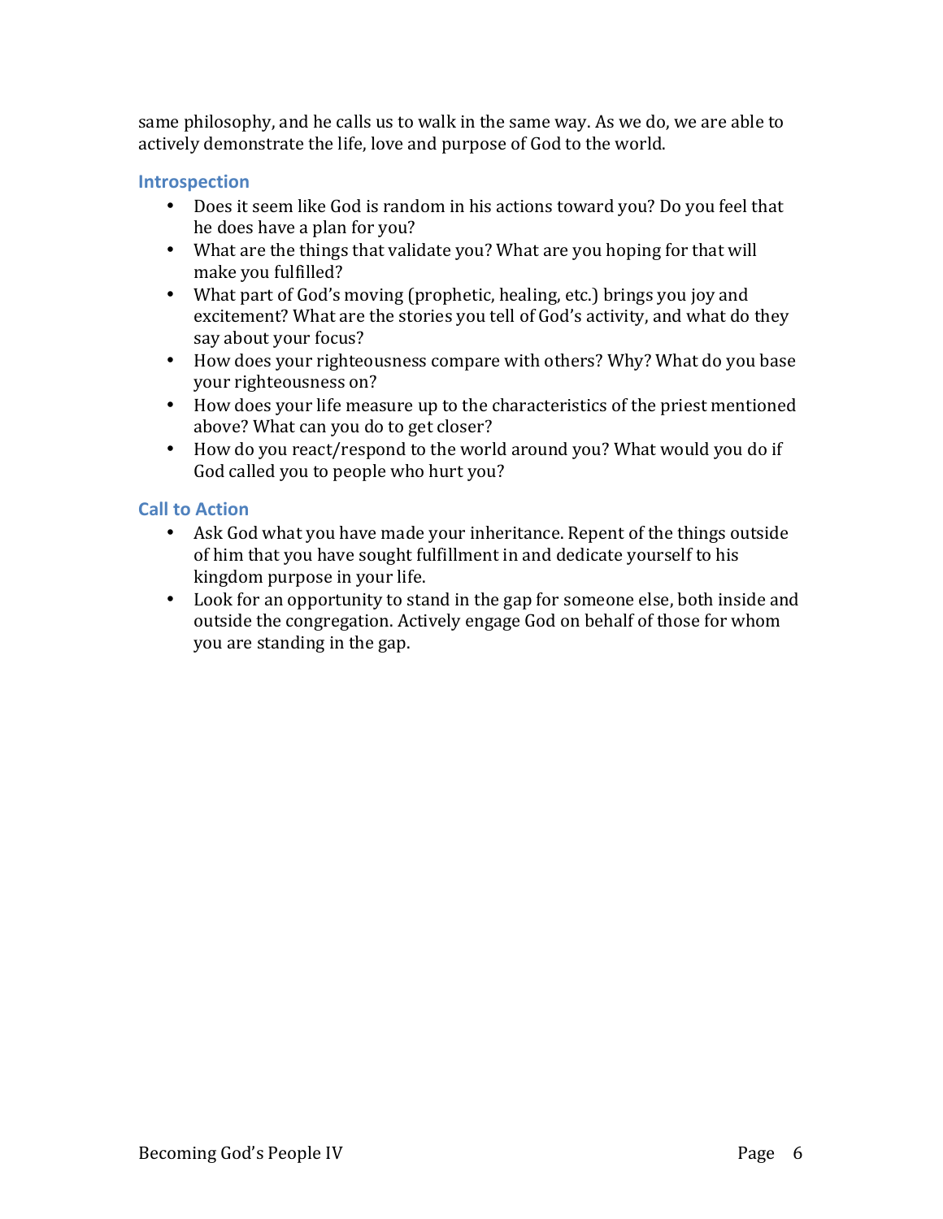same philosophy, and he calls us to walk in the same way. As we do, we are able to actively demonstrate the life, love and purpose of God to the world.

### Introspection

- Does it seem like God is random in his actions toward you? Do you feel that he does have a plan for you?
- What are the things that validate you? What are you hoping for that will make you fulfilled?
- What part of God's moving (prophetic, healing, etc.) brings you joy and excitement? What are the stories you tell of God's activity, and what do they say about your focus?
- How does your righteousness compare with others? Why? What do you base your righteousness on?
- How does your life measure up to the characteristics of the priest mentioned above? What can you do to get closer?
- How do you react/respond to the world around you? What would you do if God called you to people who hurt you?

### Call to Action

- Ask God what you have made your inheritance. Repent of the things outside of him that you have sought fulfillment in and dedicate yourself to his kingdom purpose in your life.
- Look for an opportunity to stand in the gap for someone else, both inside and outside the congregation. Actively engage God on behalf of those for whom you are standing in the gap.